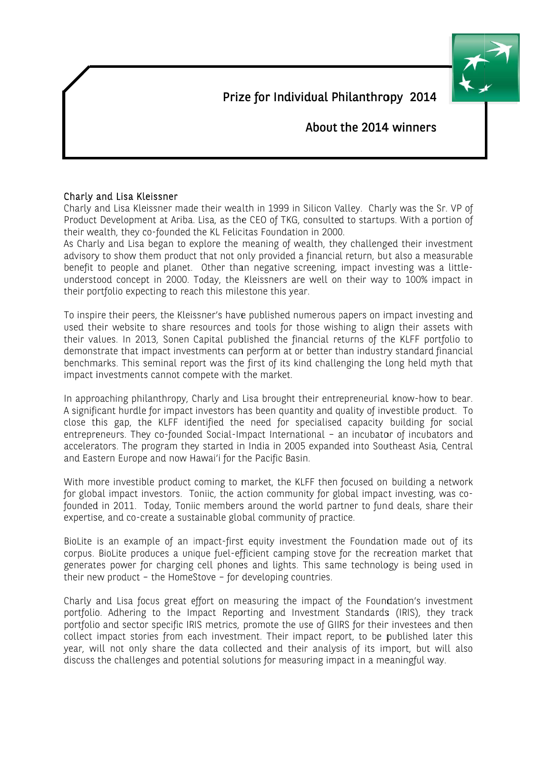# Prize for Individual Philanthropy 2014

## About the 2014 winners

### Charly and Lisa Kleissner

Charly and Lisa Kleissner made their wealth in 1999 in Silicon Valley. Charly was the Sr. VP of Product Development at Ariba. Lisa, as the CEO of TKG, consulted to startups. With a portion of their wealth, they co-founded the KL Felicitas Foundation in 2000.

As Charly and Lisa began to explore the meaning of wealth, they challenged their investment advisory to show them product that not only provided a financial return, but also a measurable benefit to people and planet. Other than negative screening, impact investing was a little-understood concept in 2000. Today, the Kleissners are well on their way to 100% impact in their portfolio expecting to reach this milestone this year.

To inspire their peers, the Kleissner's have published numerous papers on impact investing and used their website to share resources and tools for those wishing to align their assets with their values. In 2013, Sonen Capital published the financial returns of the KLFF portfolio to demonstrate that impact investments can perform at or better than industry standard financial benchmarks. This seminal report was the first of its kind challenging the long held myth that impact investments cannot compete with the market.

In approaching philanthropy, Charly and Lisa brought their entrepreneurial know-how to bear. A significant hurdle for impact investors has been quantity and quality of investible product. To close this gap, the KLFF identified the need for specialised capacity building for social entrepreneurs. They co-founded Social-Impact International – an incubator of incubators and accelerators. The program they started in India in 2005 expanded into Southeast Asia, Central and Eastern Europe and now Hawai'i for the Pacific Basin.

With more investible product coming to market, the KLFF then focused on building a network for global impact investors. Toniic, the action community for global impact investing, was co-founded in 2011. Today, Toniic members around the world partner to fund deals, share their expertise, and co-create a sustainable global community of practice.

BioLite is an example of an impact-first equity investment the Foundation made out of its corpus. BioLite produces a unique fuel-efficient camping stove for the recreation market that generates power for charging cell phones and lights. This same technology is being used in their new product – the HomeStove – for developing countries.

Charly and Lisa focus great effort on measuring the impact of the Foundation's investment portfolio. Adhering to the Impact Reporting and Investment Standards (IRIS), they track portfolio and sector specific IRIS metrics, promote the use of GIIRS for their investees and then collect impact stories from each investment. Their impact report, to be published later this year, will not only share the data collected and their analysis of its import, but will also discuss the challenges and potential solutions for measuring impact in a meaningful way.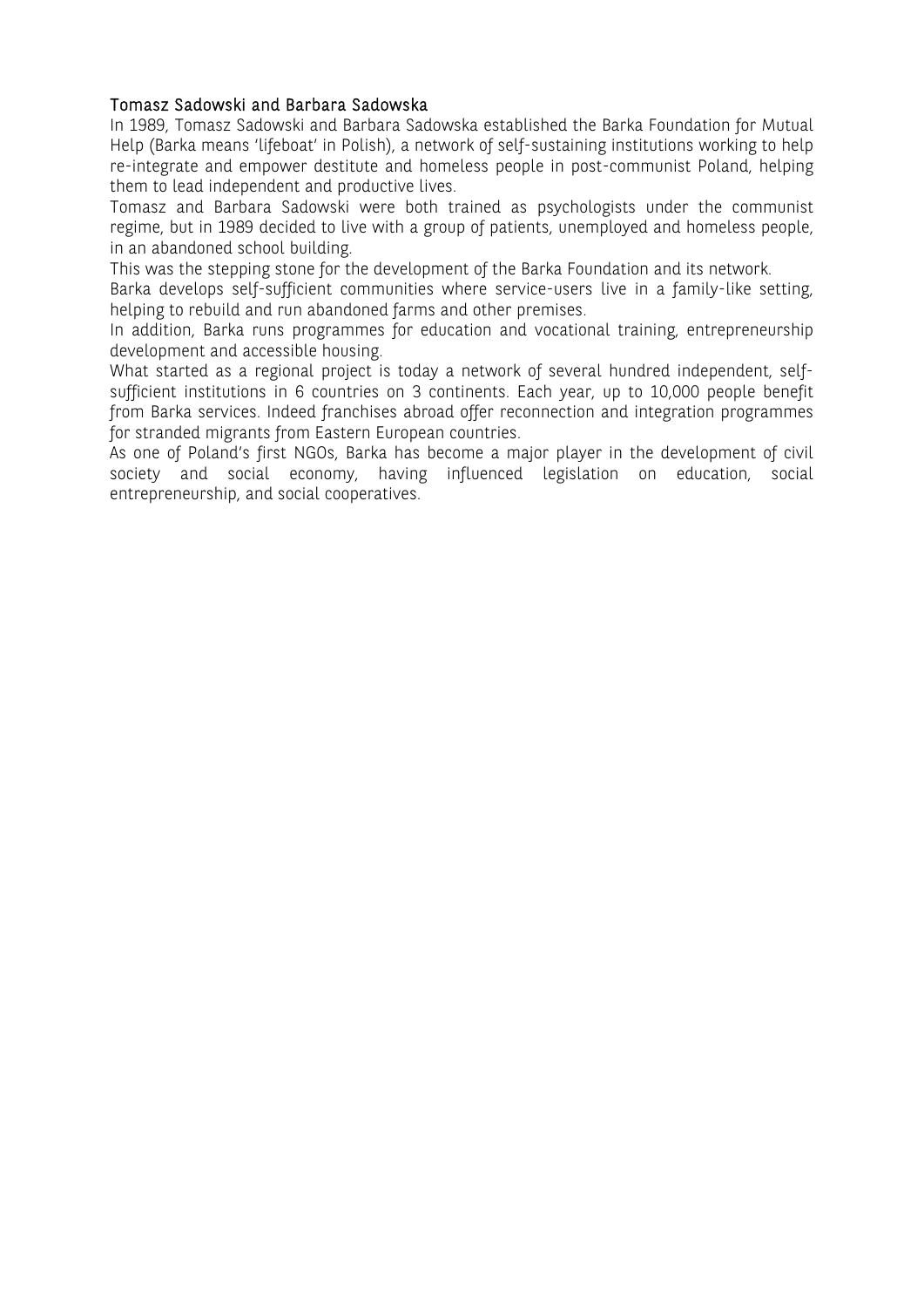### Tomasz Sadowski and Barbara Sadowska

In 1989, Tomasz Sadowski and Barbara Sadowska established the Barka Foundation for Mutual Help (Barka means 'lifeboat' in Polish), a network of self-sustaining institutions working to help re-integrate and empower destitute and homeless people in post-communist Poland, helping them to lead independent and productive lives.

Tomasz and Barbara Sadowski were both trained as psychologists under the communist regime, but in 1989 decided to live with a group of patients, unemployed and homeless people, in an abandoned school building.

This was the stepping stone for the development of the Barka Foundation and its network.

Barka develops self-sufficient communities where service-users live in a family-like setting, helping to rebuild and run abandoned farms and other premises.

In addition, Barka runs programmes for education and vocational training, entrepreneurship development and accessible housing.

What started as a regional project is today a network of several hundred independent, self-sufficient institutions in 6 countries on 3 continents. Each year, up to 10,000 people benefit from Barka services. Indeed franchises abroad offer reconnection and integration programmes for stranded migrants from Eastern European countries.

As one of Poland's first NGOs, Barka has become a major player in the development of civil society and social economy, having influenced legislation on education, social entrepreneurship, and social cooperatives.